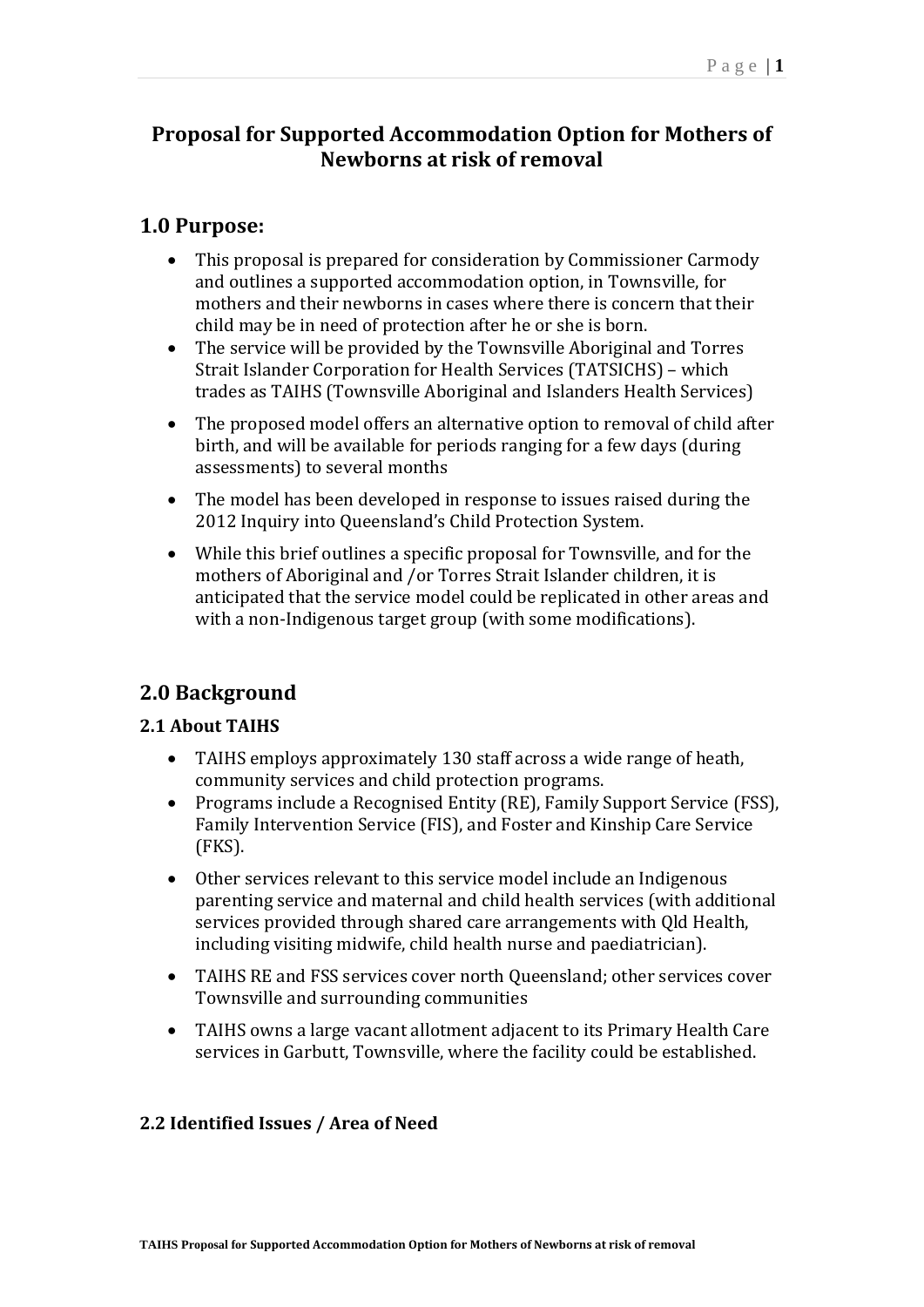# Proposal for Supported Accommodation Option for Mothers of Newborns at risk of removal

## 1.0 Purpose:

- This proposal is prepared for consideration by Commissioner Carmody and outlines a supported accommodation option, in Townsville, for mothers and their newborns in cases where there is concern that their child may be in need of protection after he or she is born.
- The service will be provided by the Townsville Aboriginal and Torres Strait Islander Corporation for Health Services (TATSICHS) – which trades as TAIHS (Townsville Aboriginal and Islanders Health Services)
- The proposed model offers an alternative option to removal of child after birth, and will be available for periods ranging for a few days (during assessments) to several months
- The model has been developed in response to issues raised during the 2012 Inquiry into Queensland's Child Protection System.
- While this brief outlines a specific proposal for Townsville, and for the mothers of Aboriginal and /or Torres Strait Islander children, it is anticipated that the service model could be replicated in other areas and with a non-Indigenous target group (with some modifications).

## 2.0 Background

### 2.1 About TAIHS

- TAIHS employs approximately 130 staff across a wide range of heath, community services and child protection programs.
- Programs include a Recognised Entity (RE), Family Support Service (FSS), Family Intervention Service (FIS), and Foster and Kinship Care Service (FKS).
- Other services relevant to this service model include an Indigenous parenting service and maternal and child health services (with additional services provided through shared care arrangements with Qld Health, including visiting midwife, child health nurse and paediatrician).
- TAIHS RE and FSS services cover north Queensland; other services cover Townsville and surrounding communities
- TAIHS owns a large vacant allotment adjacent to its Primary Health Care services in Garbutt, Townsville, where the facility could be established.

### 2.2 Identified Issues / Area of Need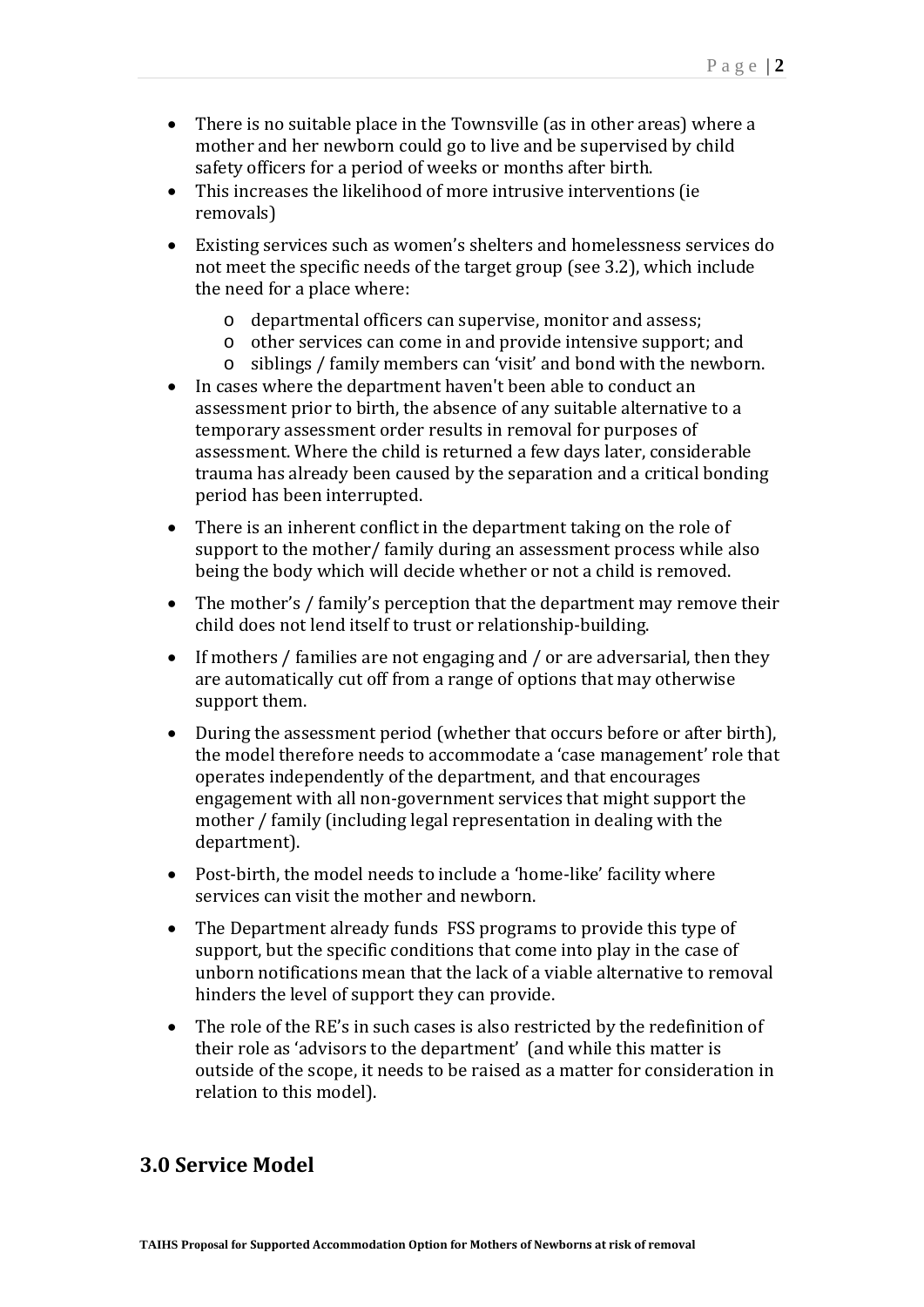- There is no suitable place in the Townsville (as in other areas) where a mother and her newborn could go to live and be supervised by child safety officers for a period of weeks or months after birth.
- This increases the likelihood of more intrusive interventions (ie removals)
- Existing services such as women's shelters and homelessness services do not meet the specific needs of the target group (see 3.2), which include the need for a place where:
    - departmental officers can supervise, monitor and assess;
    - other services can come in and provide intensive support; and
    - siblings / family members can 'visit' and bond with the newborn.
- In cases where the department haven't been able to conduct an assessment prior to birth, the absence of any suitable alternative to a temporary assessment order results in removal for purposes of assessment. Where the child is returned a few days later, considerable trauma has already been caused by the separation and a critical bonding period has been interrupted.
- There is an inherent conflict in the department taking on the role of support to the mother/ family during an assessment process while also being the body which will decide whether or not a child is removed.
- The mother's / family's perception that the department may remove their child does not lend itself to trust or relationship-building.
- If mothers / families are not engaging and / or are adversarial, then they are automatically cut off from a range of options that may otherwise support them.
- During the assessment period (whether that occurs before or after birth), the model therefore needs to accommodate a 'case management' role that operates independently of the department, and that encourages engagement with all non-government services that might support the mother / family (including legal representation in dealing with the department).
- Post-birth, the model needs to include a 'home-like' facility where services can visit the mother and newborn.
- The Department already funds FSS programs to provide this type of support, but the specific conditions that come into play in the case of unborn notifications mean that the lack of a viable alternative to removal hinders the level of support they can provide.
- The role of the RE's in such cases is also restricted by the redefinition of their role as 'advisors to the department' (and while this matter is outside of the scope, it needs to be raised as a matter for consideration in relation to this model).

## 3.0 Service Model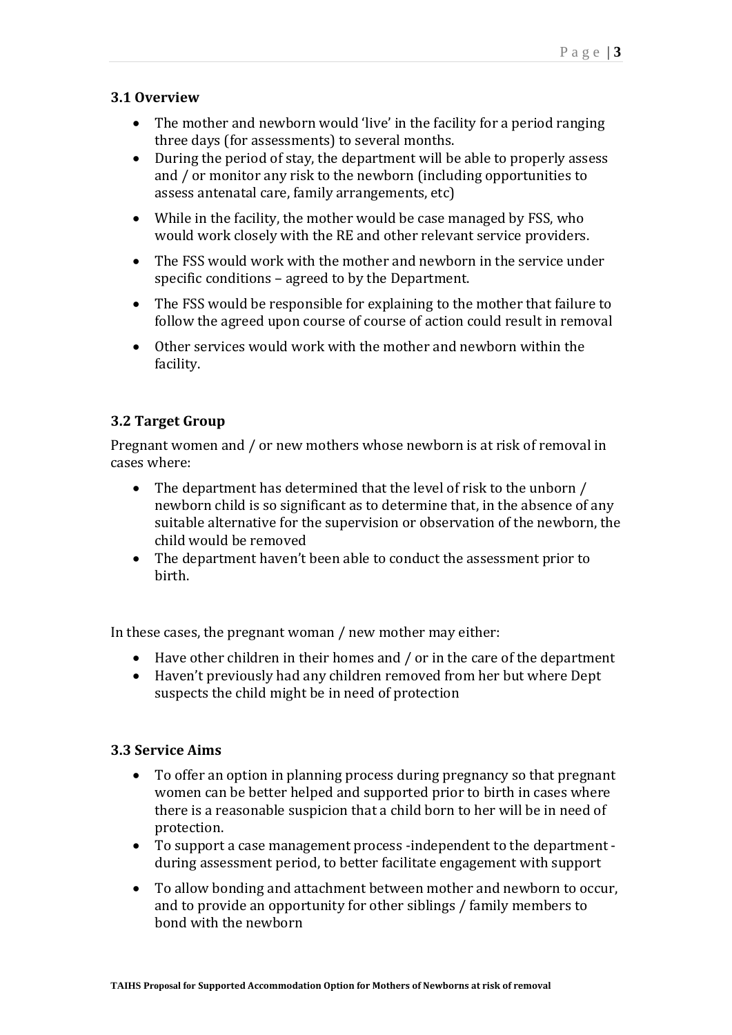### 3.1 Overview

- The mother and newborn would 'live' in the facility for a period ranging three days (for assessments) to several months.
- During the period of stay, the department will be able to properly assess and / or monitor any risk to the newborn (including opportunities to assess antenatal care, family arrangements, etc)
- While in the facility, the mother would be case managed by FSS, who would work closely with the RE and other relevant service providers.
- The FSS would work with the mother and newborn in the service under specific conditions – agreed to by the Department.
- The FSS would be responsible for explaining to the mother that failure to follow the agreed upon course of course of action could result in removal
- Other services would work with the mother and newborn within the facility.

### 3.2 Target Group

Pregnant women and / or new mothers whose newborn is at risk of removal in cases where:

- The department has determined that the level of risk to the unborn / newborn child is so significant as to determine that, in the absence of any suitable alternative for the supervision or observation of the newborn, the child would be removed
- The department haven't been able to conduct the assessment prior to birth.

In these cases, the pregnant woman / new mother may either:

- Have other children in their homes and / or in the care of the department
- Haven't previously had any children removed from her but where Dept suspects the child might be in need of protection

### 3.3 Service Aims

- To offer an option in planning process during pregnancy so that pregnant women can be better helped and supported prior to birth in cases where there is a reasonable suspicion that a child born to her will be in need of protection.
- To support a case management process -independent to the department - during assessment period, to better facilitate engagement with support
- To allow bonding and attachment between mother and newborn to occur, and to provide an opportunity for other siblings / family members to bond with the newborn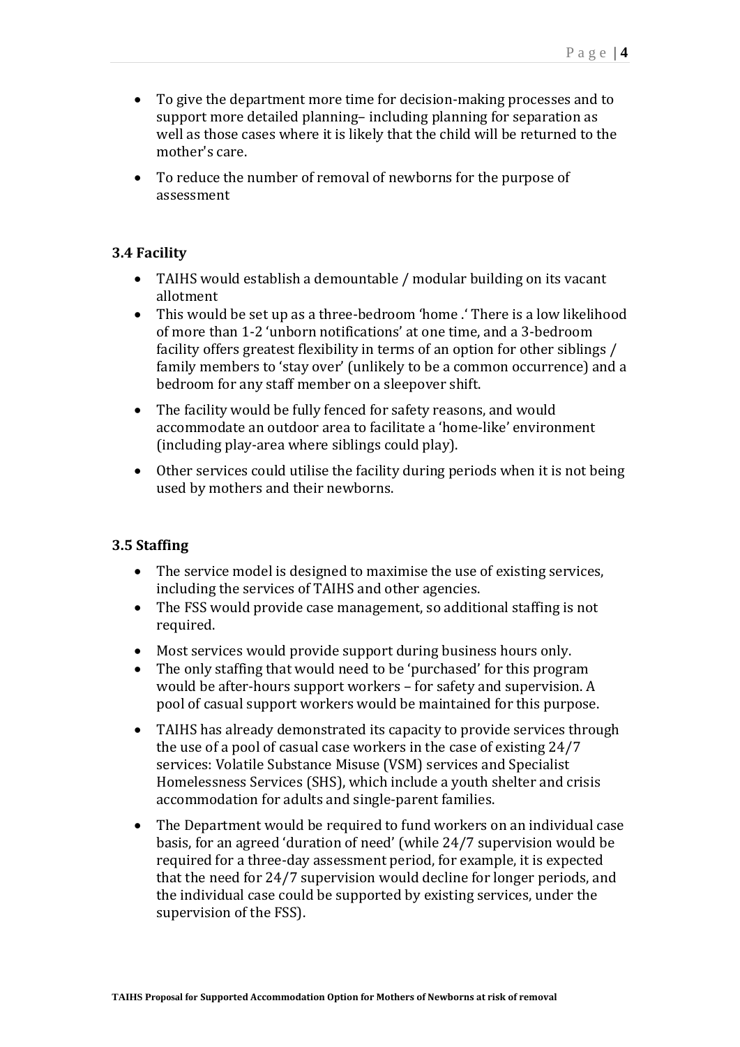- To give the department more time for decision-making processes and to support more detailed planning– including planning for separation as well as those cases where it is likely that the child will be returned to the mother's care.
- To reduce the number of removal of newborns for the purpose of assessment

### 3.4 Facility

- TAIHS would establish a demountable / modular building on its vacant allotment
- This would be set up as a three-bedroom 'home .' There is a low likelihood of more than 1-2 'unborn notifications' at one time, and a 3-bedroom facility offers greatest flexibility in terms of an option for other siblings / family members to 'stay over' (unlikely to be a common occurrence) and a bedroom for any staff member on a sleepover shift.
- The facility would be fully fenced for safety reasons, and would accommodate an outdoor area to facilitate a 'home-like' environment (including play-area where siblings could play).
- Other services could utilise the facility during periods when it is not being used by mothers and their newborns.

### 3.5 Staffing

- The service model is designed to maximise the use of existing services, including the services of TAIHS and other agencies.
- The FSS would provide case management, so additional staffing is not required.
- Most services would provide support during business hours only.
- The only staffing that would need to be 'purchased' for this program would be after-hours support workers – for safety and supervision. A pool of casual support workers would be maintained for this purpose.
- TAIHS has already demonstrated its capacity to provide services through the use of a pool of casual case workers in the case of existing 24/7 services: Volatile Substance Misuse (VSM) services and Specialist Homelessness Services (SHS), which include a youth shelter and crisis accommodation for adults and single-parent families.
- The Department would be required to fund workers on an individual case basis, for an agreed 'duration of need' (while 24/7 supervision would be required for a three-day assessment period, for example, it is expected that the need for 24/7 supervision would decline for longer periods, and the individual case could be supported by existing services, under the supervision of the FSS).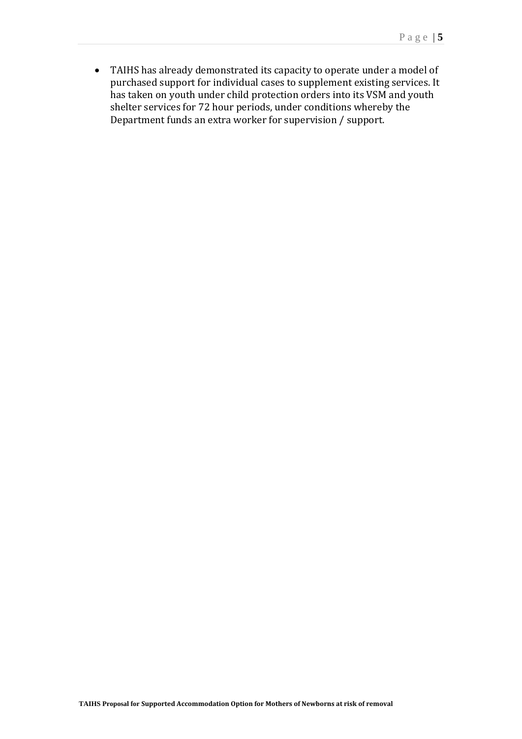- TAIHS has already demonstrated its capacity to operate under a model of purchased support for individual cases to supplement existing services. It has taken on youth under child protection orders into its VSM and youth shelter services for 72 hour periods, under conditions whereby the Department funds an extra worker for supervision / support.